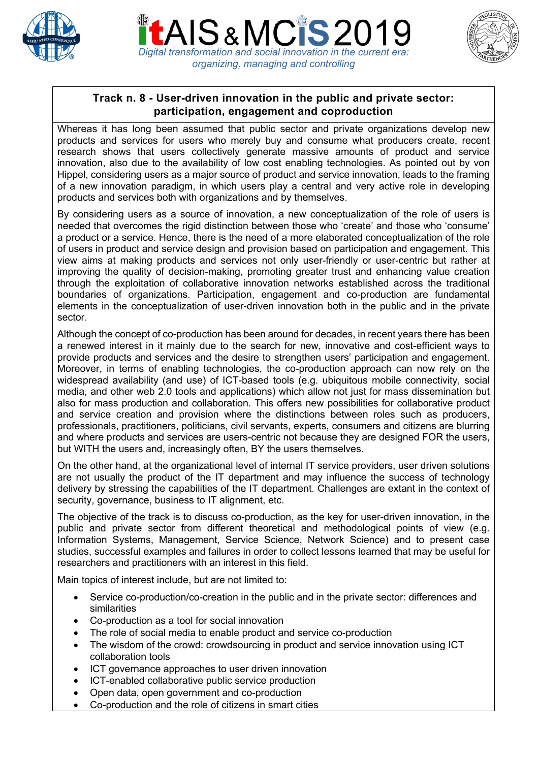# itAIS & MCIS 2019

*Digital transformation and social innovation in the current era: organizing, managing and controlling*

## Track n. 8 - User-driven innovation in the public and private sector: participation, engagement and coproduction

Whereas it has long been assumed that public sector and private organizations develop new products and services for users who merely buy and consume what producers create, recent research shows that users collectively generate massive amounts of product and service innovation, also due to the availability of low cost enabling technologies. As pointed out by von Hippel, considering users as a major source of product and service innovation, leads to the framing of a new innovation paradigm, in which users play a central and very active role in developing products and services both with organizations and by themselves.

By considering users as a source of innovation, a new conceptualization of the role of users is needed that overcomes the rigid distinction between those who 'create' and those who 'consume' a product or a service. Hence, there is the need of a more elaborated conceptualization of the role of users in product and service design and provision based on participation and engagement. This view aims at making products and services not only user-friendly or user-centric but rather at improving the quality of decision-making, promoting greater trust and enhancing value creation through the exploitation of collaborative innovation networks established across the traditional boundaries of organizations. Participation, engagement and co-production are fundamental elements in the conceptualization of user-driven innovation both in the public and in the private sector.

Although the concept of co-production has been around for decades, in recent years there has been a renewed interest in it mainly due to the search for new, innovative and cost-efficient ways to provide products and services and the desire to strengthen users' participation and engagement. Moreover, in terms of enabling technologies, the co-production approach can now rely on the widespread availability (and use) of ICT-based tools (e.g. ubiquitous mobile connectivity, social media, and other web 2.0 tools and applications) which allow not just for mass dissemination but also for mass production and collaboration. This offers new possibilities for collaborative product and service creation and provision where the distinctions between roles such as producers, professionals, practitioners, politicians, civil servants, experts, consumers and citizens are blurring and where products and services are users-centric not because they are designed FOR the users, but WITH the users and, increasingly often, BY the users themselves.

On the other hand, at the organizational level of internal IT service providers, user driven solutions are not usually the product of the IT department and may influence the success of technology delivery by stressing the capabilities of the IT department. Challenges are extant in the context of security, governance, business to IT alignment, etc.

The objective of the track is to discuss co-production, as the key for user-driven innovation, in the public and private sector from different theoretical and methodological points of view (e.g. Information Systems, Management, Service Science, Network Science) and to present case studies, successful examples and failures in order to collect lessons learned that may be useful for researchers and practitioners with an interest in this field.

Main topics of interest include, but are not limited to:

- Service co-production/co-creation in the public and in the private sector: differences and similarities
- Co-production as a tool for social innovation
- The role of social media to enable product and service co-production
- The wisdom of the crowd: crowdsourcing in product and service innovation using ICT collaboration tools
- ICT governance approaches to user driven innovation
- ICT-enabled collaborative public service production
- Open data, open government and co-production
- Co-production and the role of citizens in smart cities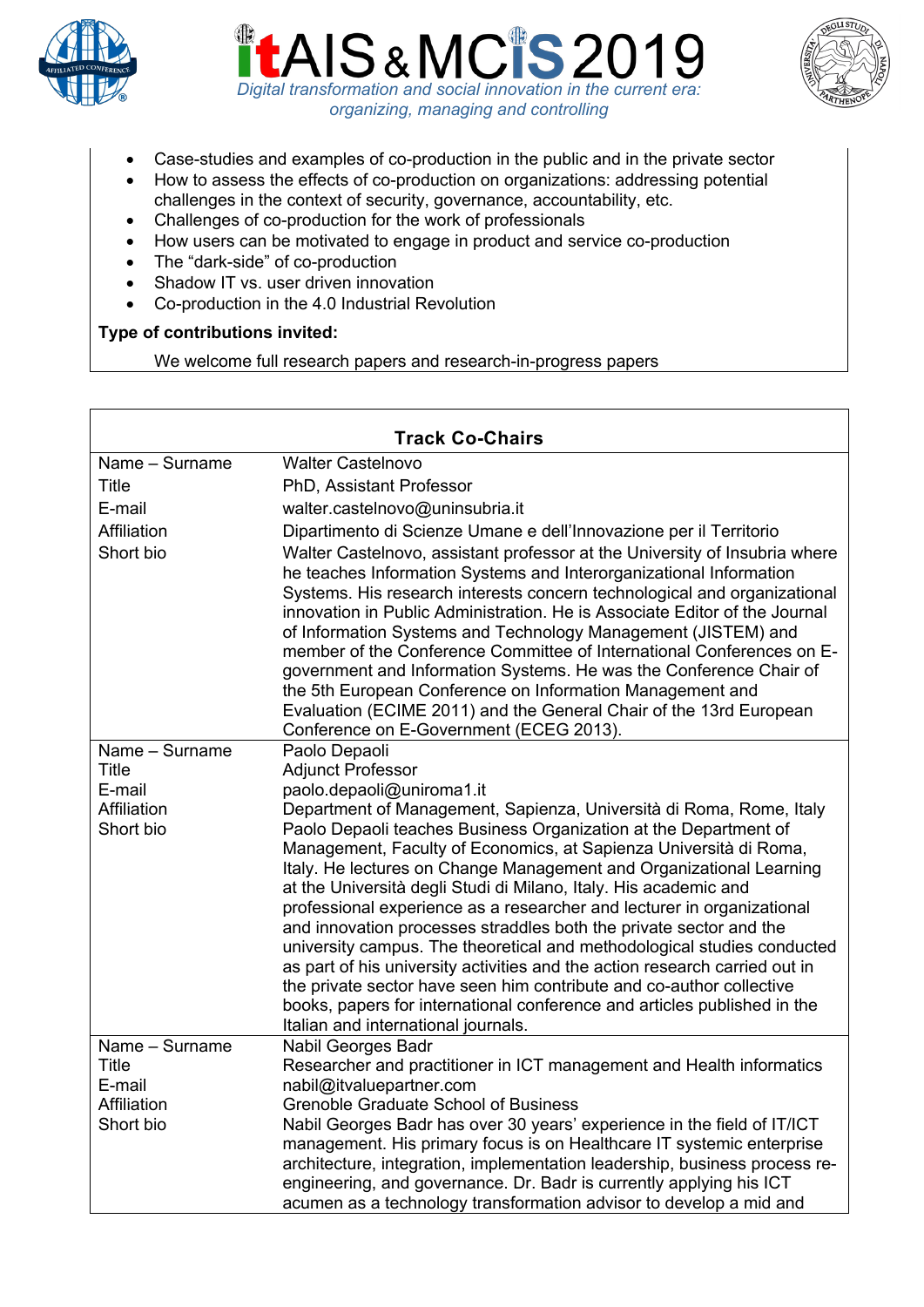- Case-studies and examples of co-production in the public and in the private sector
- How to assess the effects of co-production on organizations: addressing potential challenges in the context of security, governance, accountability, etc.
- Challenges of co-production for the work of professionals
- How users can be motivated to engage in product and service co-production
- The "dark-side" of co-production
- Shadow IT vs. user driven innovation
- Co-production in the 4.0 Industrial Revolution

**Type of contributions invited:**

We welcome full research papers and research-in-progress papers

| **Track Co-Chairs** | |
|---|---|
| Name – Surname | Walter Castelnovo |
| Title | PhD, Assistant Professor |
| E-mail | walter.castelnovo@uninsubria.it |
| Affiliation | Dipartimento di Scienze Umane e dell'Innovazione per il Territorio |
| Short bio | Walter Castelnovo, assistant professor at the University of Insubria where he teaches Information Systems and Interorganizational Information Systems. His research interests concern technological and organizational innovation in Public Administration. He is Associate Editor of the Journal of Information Systems and Technology Management (JISTEM) and member of the Conference Committee of International Conferences on E-government and Information Systems. He was the Conference Chair of the 5th European Conference on Information Management and Evaluation (ECIME 2011) and the General Chair of the 13rd European Conference on E-Government (ECEG 2013). |
| Name – Surname | Paolo Depaoli |
| Title | Adjunct Professor |
| E-mail | paolo.depaoli@uniroma1.it |
| Affiliation | Department of Management, Sapienza, Università di Roma, Rome, Italy |
| Short bio | Paolo Depaoli teaches Business Organization at the Department of Management, Faculty of Economics, at Sapienza Università di Roma, Italy. He lectures on Change Management and Organizational Learning at the Università degli Studi di Milano, Italy. His academic and professional experience as a researcher and lecturer in organizational and innovation processes straddles both the private sector and the university campus. The theoretical and methodological studies conducted as part of his university activities and the action research carried out in the private sector have seen him contribute and co-author collective books, papers for international conference and articles published in the Italian and international journals. |
| Name – Surname | Nabil Georges Badr |
| Title | Researcher and practitioner in ICT management and Health informatics |
| E-mail | nabil@itvaluepartner.com |
| Affiliation | Grenoble Graduate School of Business |
| Short bio | Nabil Georges Badr has over 30 years' experience in the field of IT/ICT management. His primary focus is on Healthcare IT systemic enterprise architecture, integration, implementation leadership, business process re-engineering, and governance. Dr. Badr is currently applying his ICT acumen as a technology transformation advisor to develop a mid and |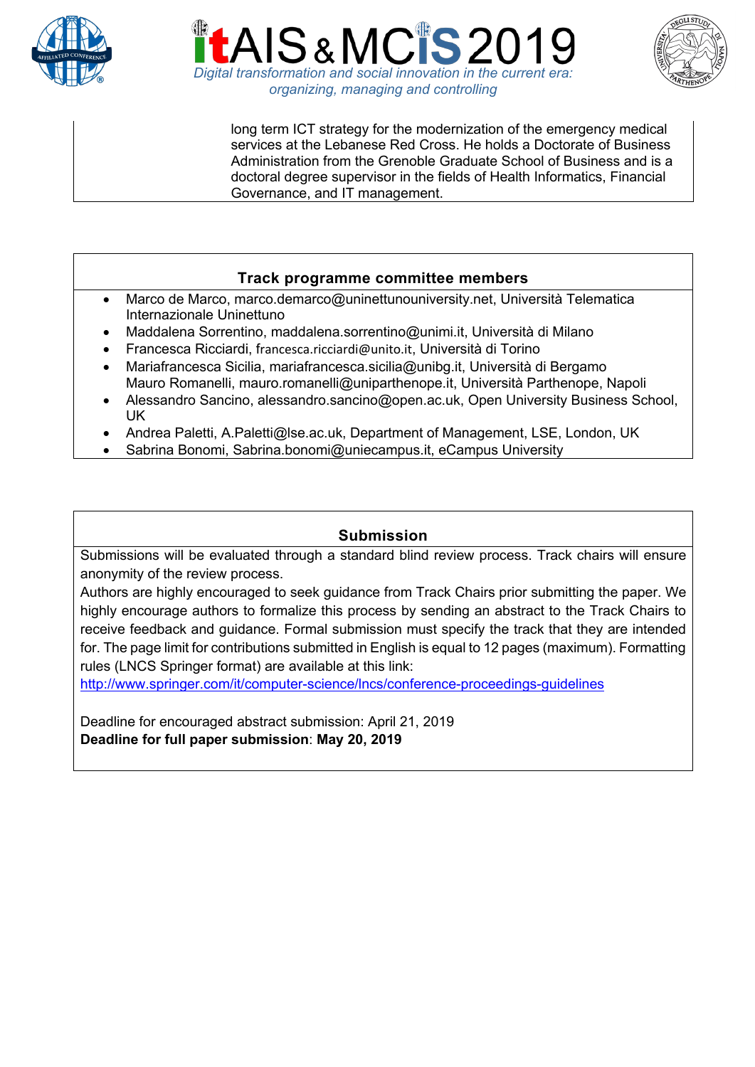long term ICT strategy for the modernization of the emergency medical services at the Lebanese Red Cross. He holds a Doctorate of Business Administration from the Grenoble Graduate School of Business and is a doctoral degree supervisor in the fields of Health Informatics, Financial Governance, and IT management.

## Track programme committee members

- Marco de Marco, marco.demarco@uninettunouniversity.net, Università Telematica Internazionale Uninettuno
- Maddalena Sorrentino, maddalena.sorrentino@unimi.it, Università di Milano
- Francesca Ricciardi, francesca.ricciardi@unito.it, Università di Torino
- Mariafrancesca Sicilia, mariafrancesca.sicilia@unibg.it, Università di Bergamo
  Mauro Romanelli, mauro.romanelli@uniparthenope.it, Università Parthenope, Napoli
- Alessandro Sancino, alessandro.sancino@open.ac.uk, Open University Business School, UK
- Andrea Paletti, A.Paletti@lse.ac.uk, Department of Management, LSE, London, UK
- Sabrina Bonomi, Sabrina.bonomi@uniecampus.it, eCampus University

## Submission

Submissions will be evaluated through a standard blind review process. Track chairs will ensure anonymity of the review process.
Authors are highly encouraged to seek guidance from Track Chairs prior submitting the paper. We highly encourage authors to formalize this process by sending an abstract to the Track Chairs to receive feedback and guidance. Formal submission must specify the track that they are intended for. The page limit for contributions submitted in English is equal to 12 pages (maximum). Formatting rules (LNCS Springer format) are available at this link:
http://www.springer.com/it/computer-science/lncs/conference-proceedings-guidelines

Deadline for encouraged abstract submission: April 21, 2019
**Deadline for full paper submission**: **May 20, 2019**